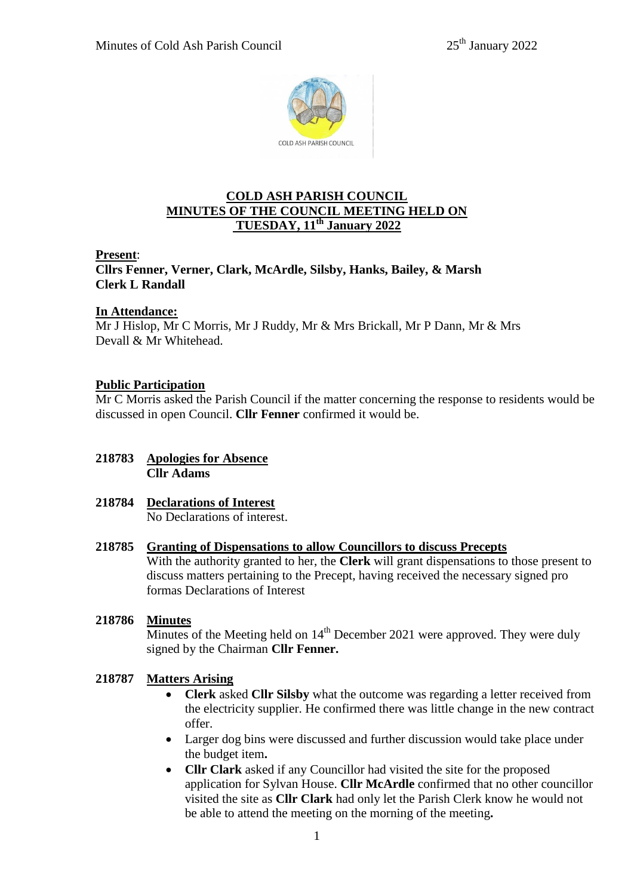# COLD ASH PARISH COUNCIL
## MINUTES OF THE COUNCIL MEETING HELD ON TUESDAY, 11th January 2022

**Present**:
**Cllrs Fenner, Verner, Clark, McArdle, Silsby, Hanks, Bailey, & Marsh**
**Clerk L Randall**

**In Attendance:**
Mr J Hislop, Mr C Morris, Mr J Ruddy, Mr & Mrs Brickall, Mr P Dann, Mr & Mrs Devall & Mr Whitehead.

**Public Participation**
Mr C Morris asked the Parish Council if the matter concerning the response to residents would be discussed in open Council. **Cllr Fenner** confirmed it would be.

**218783 Apologies for Absence**
**Cllr Adams**

**218784 Declarations of Interest**
No Declarations of interest.

**218785 Granting of Dispensations to allow Councillors to discuss Precepts**
With the authority granted to her, the **Clerk** will grant dispensations to those present to discuss matters pertaining to the Precept, having received the necessary signed pro formas Declarations of Interest

**218786 Minutes**
Minutes of the Meeting held on 14th December 2021 were approved. They were duly signed by the Chairman **Cllr Fenner.**

**218787 Matters Arising**

- **Clerk** asked **Cllr Silsby** what the outcome was regarding a letter received from the electricity supplier. He confirmed there was little change in the new contract offer.
- Larger dog bins were discussed and further discussion would take place under the budget item**.**
- **Cllr Clark** asked if any Councillor had visited the site for the proposed application for Sylvan House. **Cllr McArdle** confirmed that no other councillor visited the site as **Cllr Clark** had only let the Parish Clerk know he would not be able to attend the meeting on the morning of the meeting**.**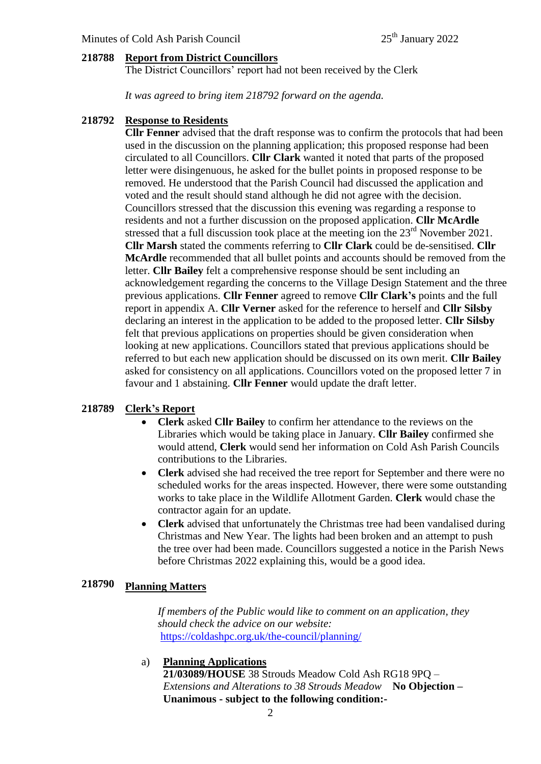**218788 Report from District Councillors**

The District Councillors' report had not been received by the Clerk

*It was agreed to bring item 218792 forward on the agenda.*

**218792 Response to Residents**

**Cllr Fenner** advised that the draft response was to confirm the protocols that had been used in the discussion on the planning application; this proposed response had been circulated to all Councillors. **Cllr Clark** wanted it noted that parts of the proposed letter were disingenuous, he asked for the bullet points in proposed response to be removed. He understood that the Parish Council had discussed the application and voted and the result should stand although he did not agree with the decision. Councillors stressed that the discussion this evening was regarding a response to residents and not a further discussion on the proposed application. **Cllr McArdle** stressed that a full discussion took place at the meeting ion the 23rd November 2021. **Cllr Marsh** stated the comments referring to **Cllr Clark** could be de-sensitised. **Cllr McArdle** recommended that all bullet points and accounts should be removed from the letter. **Cllr Bailey** felt a comprehensive response should be sent including an acknowledgement regarding the concerns to the Village Design Statement and the three previous applications. **Cllr Fenner** agreed to remove **Cllr Clark's** points and the full report in appendix A. **Cllr Verner** asked for the reference to herself and **Cllr Silsby** declaring an interest in the application to be added to the proposed letter. **Cllr Silsby** felt that previous applications on properties should be given consideration when looking at new applications. Councillors stated that previous applications should be referred to but each new application should be discussed on its own merit. **Cllr Bailey** asked for consistency on all applications. Councillors voted on the proposed letter 7 in favour and 1 abstaining. **Cllr Fenner** would update the draft letter.

**218789 Clerk's Report**

- **Clerk** asked **Cllr Bailey** to confirm her attendance to the reviews on the Libraries which would be taking place in January. **Cllr Bailey** confirmed she would attend, **Clerk** would send her information on Cold Ash Parish Councils contributions to the Libraries.
- **Clerk** advised she had received the tree report for September and there were no scheduled works for the areas inspected. However, there were some outstanding works to take place in the Wildlife Allotment Garden. **Clerk** would chase the contractor again for an update.
- **Clerk** advised that unfortunately the Christmas tree had been vandalised during Christmas and New Year. The lights had been broken and an attempt to push the tree over had been made. Councillors suggested a notice in the Parish News before Christmas 2022 explaining this, would be a good idea.

**218790 Planning Matters**

*If members of the Public would like to comment on an application, they should check the advice on our website:*
https://coldashpc.org.uk/the-council/planning/

a) **Planning Applications**

**21/03089/HOUSE** 38 Strouds Meadow Cold Ash RG18 9PQ – *Extensions and Alterations to 38 Strouds Meadow* **No Objection – Unanimous - subject to the following condition:-**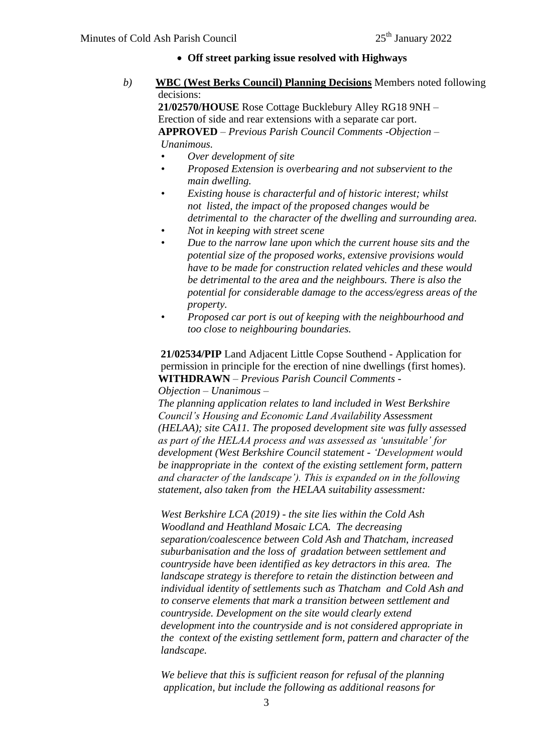- **Off street parking issue resolved with Highways**

*b)* **WBC (West Berks Council) Planning Decisions** Members noted following decisions:

**21/02570/HOUSE** Rose Cottage Bucklebury Alley RG18 9NH – Erection of side and rear extensions with a separate car port.
**APPROVED** – *Previous Parish Council Comments -Objection – Unanimous.*

- *Over development of site*
- *Proposed Extension is overbearing and not subservient to the main dwelling.*
- *Existing house is characterful and of historic interest; whilst not listed, the impact of the proposed changes would be detrimental to the character of the dwelling and surrounding area.*
- *Not in keeping with street scene*
- *Due to the narrow lane upon which the current house sits and the potential size of the proposed works, extensive provisions would have to be made for construction related vehicles and these would be detrimental to the area and the neighbours. There is also the potential for considerable damage to the access/egress areas of the property.*
- *Proposed car port is out of keeping with the neighbourhood and too close to neighbouring boundaries.*

**21/02534/PIP** Land Adjacent Little Copse Southend - Application for permission in principle for the erection of nine dwellings (first homes).
**WITHDRAWN** – *Previous Parish Council Comments - Objection – Unanimous –*
*The planning application relates to land included in West Berkshire Council's Housing and Economic Land Availability Assessment (HELAA); site CA11. The proposed development site was fully assessed as part of the HELAA process and was assessed as 'unsuitable' for development (West Berkshire Council statement - 'Development would be inappropriate in the context of the existing settlement form, pattern and character of the landscape'). This is expanded on in the following statement, also taken from the HELAA suitability assessment:*

*West Berkshire LCA (2019) - the site lies within the Cold Ash Woodland and Heathland Mosaic LCA. The decreasing separation/coalescence between Cold Ash and Thatcham, increased suburbanisation and the loss of gradation between settlement and countryside have been identified as key detractors in this area. The landscape strategy is therefore to retain the distinction between and individual identity of settlements such as Thatcham and Cold Ash and to conserve elements that mark a transition between settlement and countryside. Development on the site would clearly extend development into the countryside and is not considered appropriate in the context of the existing settlement form, pattern and character of the landscape.*

*We believe that this is sufficient reason for refusal of the planning application, but include the following as additional reasons for*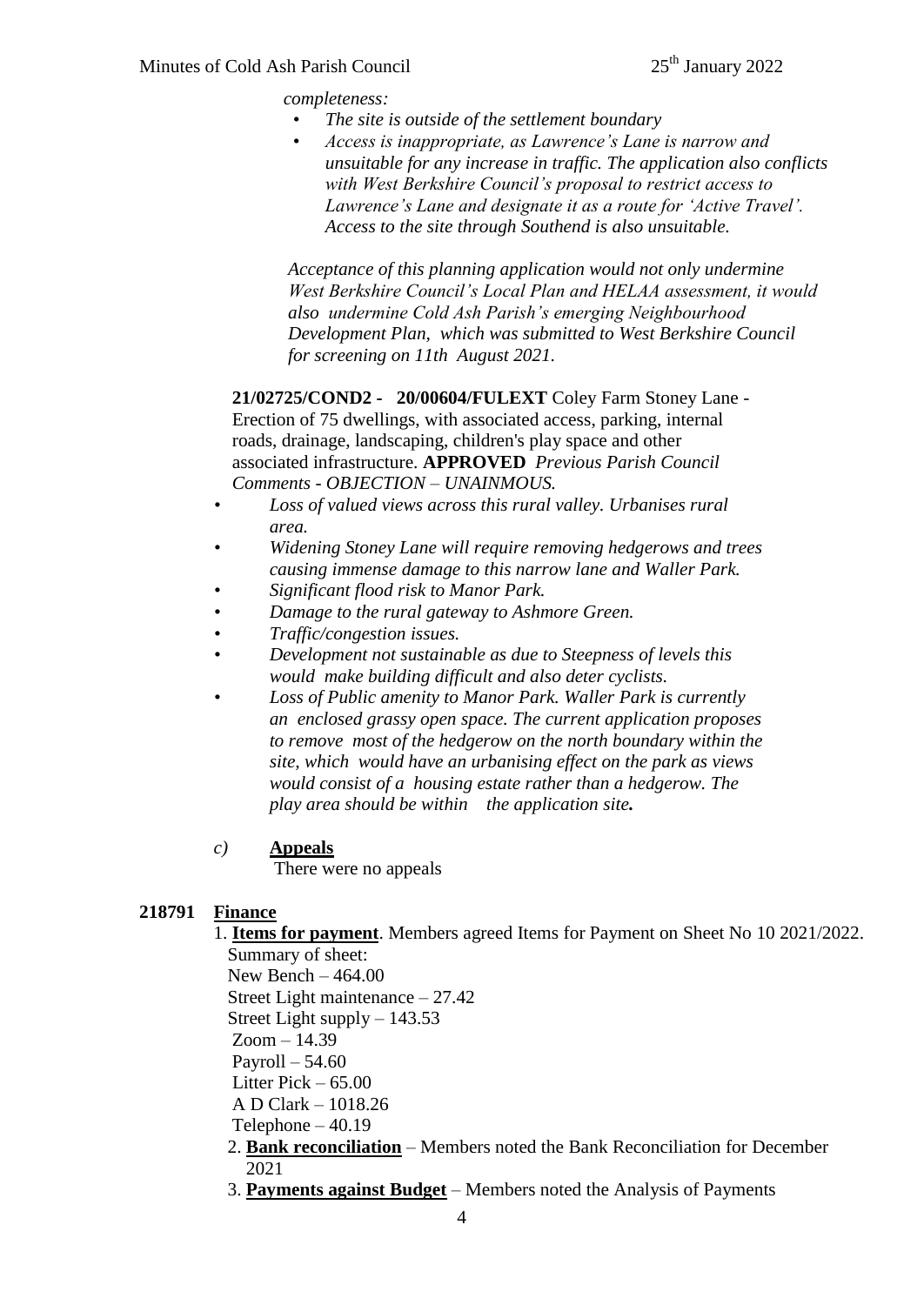*completeness:*

- *The site is outside of the settlement boundary*
- *Access is inappropriate, as Lawrence's Lane is narrow and unsuitable for any increase in traffic. The application also conflicts with West Berkshire Council's proposal to restrict access to Lawrence's Lane and designate it as a route for 'Active Travel'. Access to the site through Southend is also unsuitable.*

*Acceptance of this planning application would not only undermine West Berkshire Council's Local Plan and HELAA assessment, it would also undermine Cold Ash Parish's emerging Neighbourhood Development Plan, which was submitted to West Berkshire Council for screening on 11th August 2021.*

**21/02725/COND2 - 20/00604/FULEXT** Coley Farm Stoney Lane - Erection of 75 dwellings, with associated access, parking, internal roads, drainage, landscaping, children's play space and other associated infrastructure. **APPROVED** *Previous Parish Council Comments - OBJECTION – UNAINMOUS.*

- *Loss of valued views across this rural valley. Urbanises rural area.*
- *Widening Stoney Lane will require removing hedgerows and trees causing immense damage to this narrow lane and Waller Park.*
- *Significant flood risk to Manor Park.*
- *Damage to the rural gateway to Ashmore Green.*
- *Traffic/congestion issues.*
- *Development not sustainable as due to Steepness of levels this would make building difficult and also deter cyclists.*
- *Loss of Public amenity to Manor Park. Waller Park is currently an enclosed grassy open space. The current application proposes to remove most of the hedgerow on the north boundary within the site, which would have an urbanising effect on the park as views would consist of a housing estate rather than a hedgerow. The play area should be within the application site.*

*c)* **Appeals**

There were no appeals

**218791 Finance**

1. **Items for payment**. Members agreed Items for Payment on Sheet No 10 2021/2022.
   Summary of sheet:
   New Bench – 464.00
   Street Light maintenance – 27.42
   Street Light supply – 143.53
   Zoom – 14.39
   Payroll – 54.60
   Litter Pick – 65.00
   A D Clark – 1018.26
   Telephone – 40.19
2. **Bank reconciliation** – Members noted the Bank Reconciliation for December 2021
3. **Payments against Budget** – Members noted the Analysis of Payments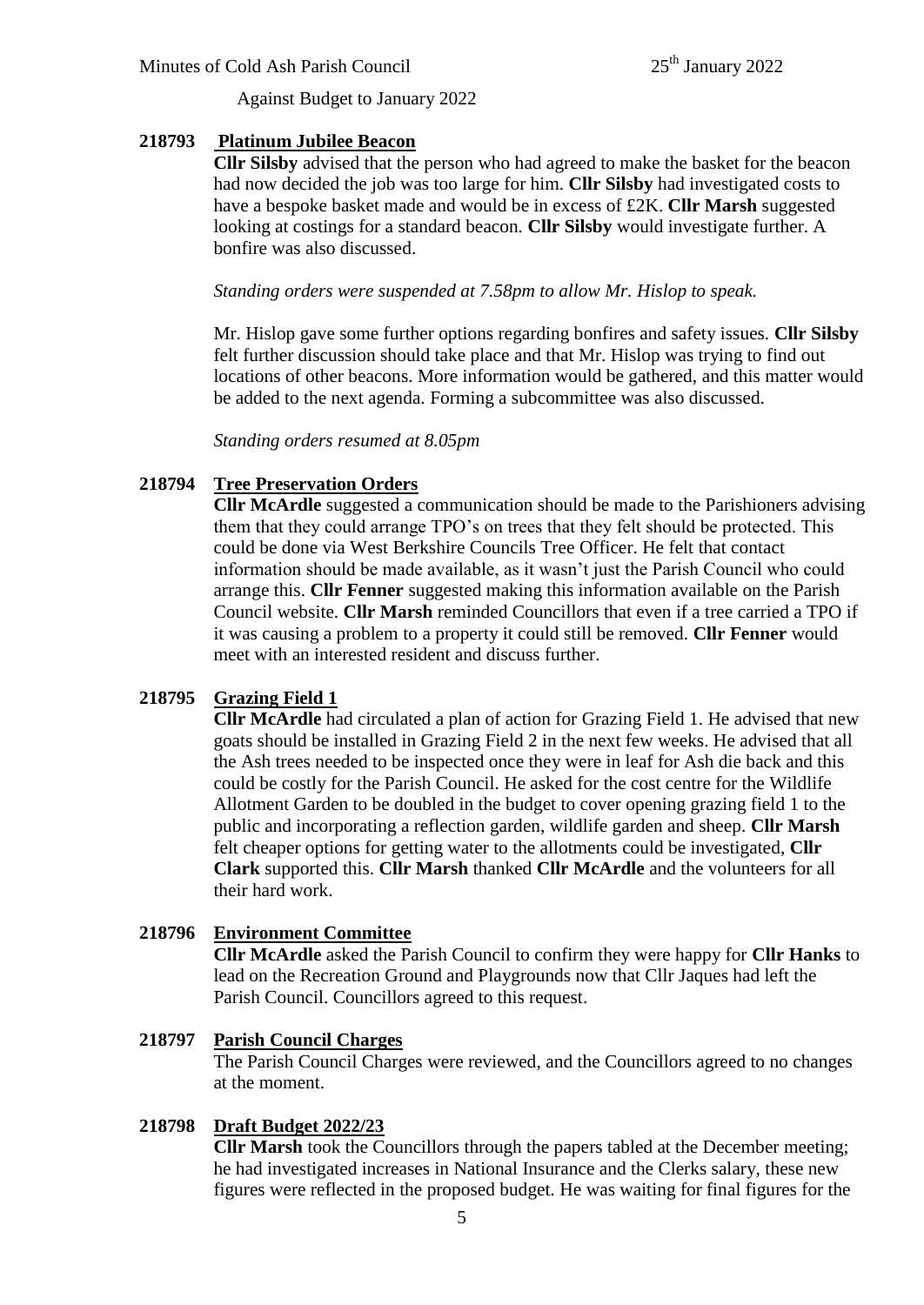Against Budget to January 2022

**218793 Platinum Jubilee Beacon**

**Cllr Silsby** advised that the person who had agreed to make the basket for the beacon had now decided the job was too large for him. **Cllr Silsby** had investigated costs to have a bespoke basket made and would be in excess of £2K. **Cllr Marsh** suggested looking at costings for a standard beacon. **Cllr Silsby** would investigate further. A bonfire was also discussed.

*Standing orders were suspended at 7.58pm to allow Mr. Hislop to speak.*

Mr. Hislop gave some further options regarding bonfires and safety issues. **Cllr Silsby** felt further discussion should take place and that Mr. Hislop was trying to find out locations of other beacons. More information would be gathered, and this matter would be added to the next agenda. Forming a subcommittee was also discussed.

*Standing orders resumed at 8.05pm*

**218794 Tree Preservation Orders**

**Cllr McArdle** suggested a communication should be made to the Parishioners advising them that they could arrange TPO's on trees that they felt should be protected. This could be done via West Berkshire Councils Tree Officer. He felt that contact information should be made available, as it wasn't just the Parish Council who could arrange this. **Cllr Fenner** suggested making this information available on the Parish Council website. **Cllr Marsh** reminded Councillors that even if a tree carried a TPO if it was causing a problem to a property it could still be removed. **Cllr Fenner** would meet with an interested resident and discuss further.

**218795 Grazing Field 1**

**Cllr McArdle** had circulated a plan of action for Grazing Field 1. He advised that new goats should be installed in Grazing Field 2 in the next few weeks. He advised that all the Ash trees needed to be inspected once they were in leaf for Ash die back and this could be costly for the Parish Council. He asked for the cost centre for the Wildlife Allotment Garden to be doubled in the budget to cover opening grazing field 1 to the public and incorporating a reflection garden, wildlife garden and sheep. **Cllr Marsh** felt cheaper options for getting water to the allotments could be investigated, **Cllr Clark** supported this. **Cllr Marsh** thanked **Cllr McArdle** and the volunteers for all their hard work.

**218796 Environment Committee**

**Cllr McArdle** asked the Parish Council to confirm they were happy for **Cllr Hanks** to lead on the Recreation Ground and Playgrounds now that Cllr Jaques had left the Parish Council. Councillors agreed to this request.

**218797 Parish Council Charges**

The Parish Council Charges were reviewed, and the Councillors agreed to no changes at the moment.

**218798 Draft Budget 2022/23**

**Cllr Marsh** took the Councillors through the papers tabled at the December meeting; he had investigated increases in National Insurance and the Clerks salary, these new figures were reflected in the proposed budget. He was waiting for final figures for the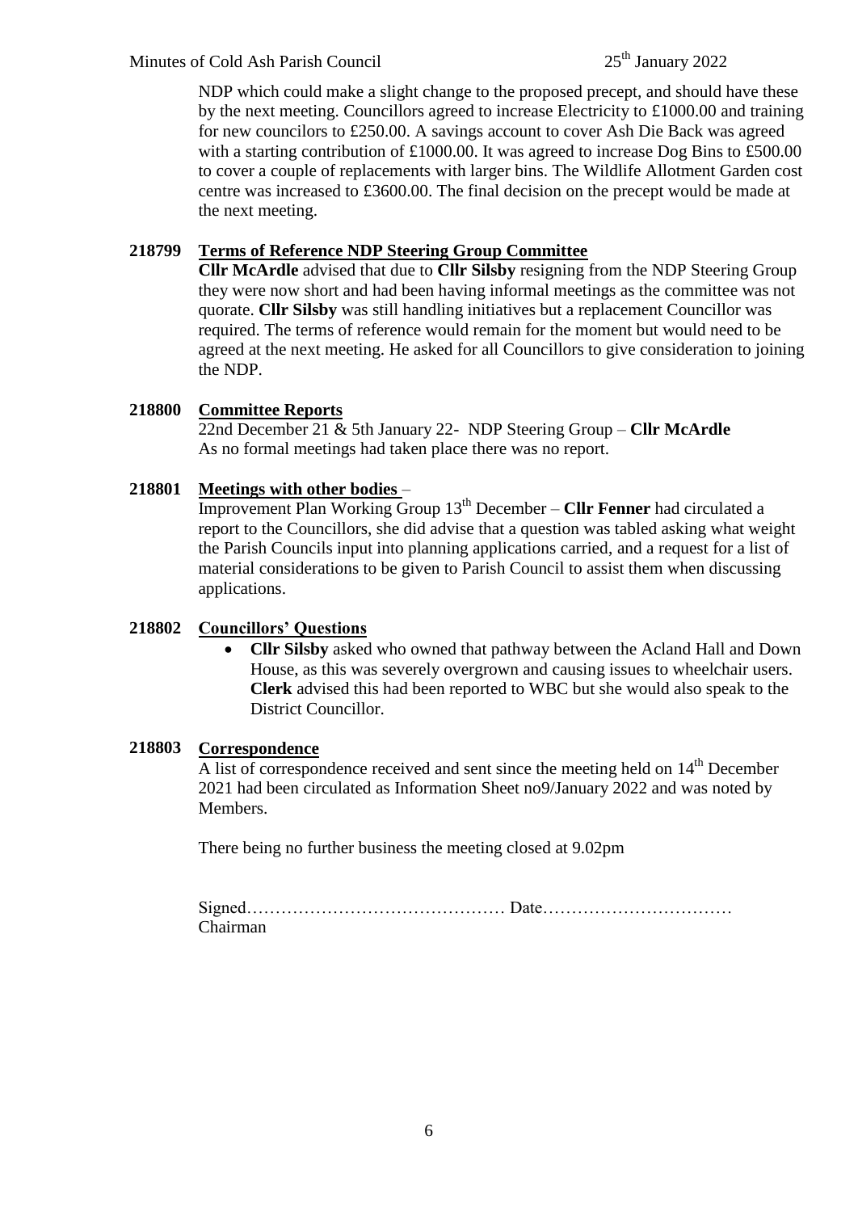NDP which could make a slight change to the proposed precept, and should have these by the next meeting. Councillors agreed to increase Electricity to £1000.00 and training for new councilors to £250.00. A savings account to cover Ash Die Back was agreed with a starting contribution of £1000.00. It was agreed to increase Dog Bins to £500.00 to cover a couple of replacements with larger bins. The Wildlife Allotment Garden cost centre was increased to £3600.00. The final decision on the precept would be made at the next meeting.

**218799 Terms of Reference NDP Steering Group Committee**

**Cllr McArdle** advised that due to **Cllr Silsby** resigning from the NDP Steering Group they were now short and had been having informal meetings as the committee was not quorate. **Cllr Silsby** was still handling initiatives but a replacement Councillor was required. The terms of reference would remain for the moment but would need to be agreed at the next meeting. He asked for all Councillors to give consideration to joining the NDP.

**218800 Committee Reports**

22nd December 21 & 5th January 22- NDP Steering Group – **Cllr McArdle**
As no formal meetings had taken place there was no report.

**218801 Meetings with other bodies** –

Improvement Plan Working Group 13th December – **Cllr Fenner** had circulated a report to the Councillors, she did advise that a question was tabled asking what weight the Parish Councils input into planning applications carried, and a request for a list of material considerations to be given to Parish Council to assist them when discussing applications.

**218802 Councillors' Questions**

- **Cllr Silsby** asked who owned that pathway between the Acland Hall and Down House, as this was severely overgrown and causing issues to wheelchair users. **Clerk** advised this had been reported to WBC but she would also speak to the District Councillor.

**218803 Correspondence**

A list of correspondence received and sent since the meeting held on 14th December 2021 had been circulated as Information Sheet no9/January 2022 and was noted by Members.

There being no further business the meeting closed at 9.02pm

Signed……………………………………… Date……………………………
Chairman